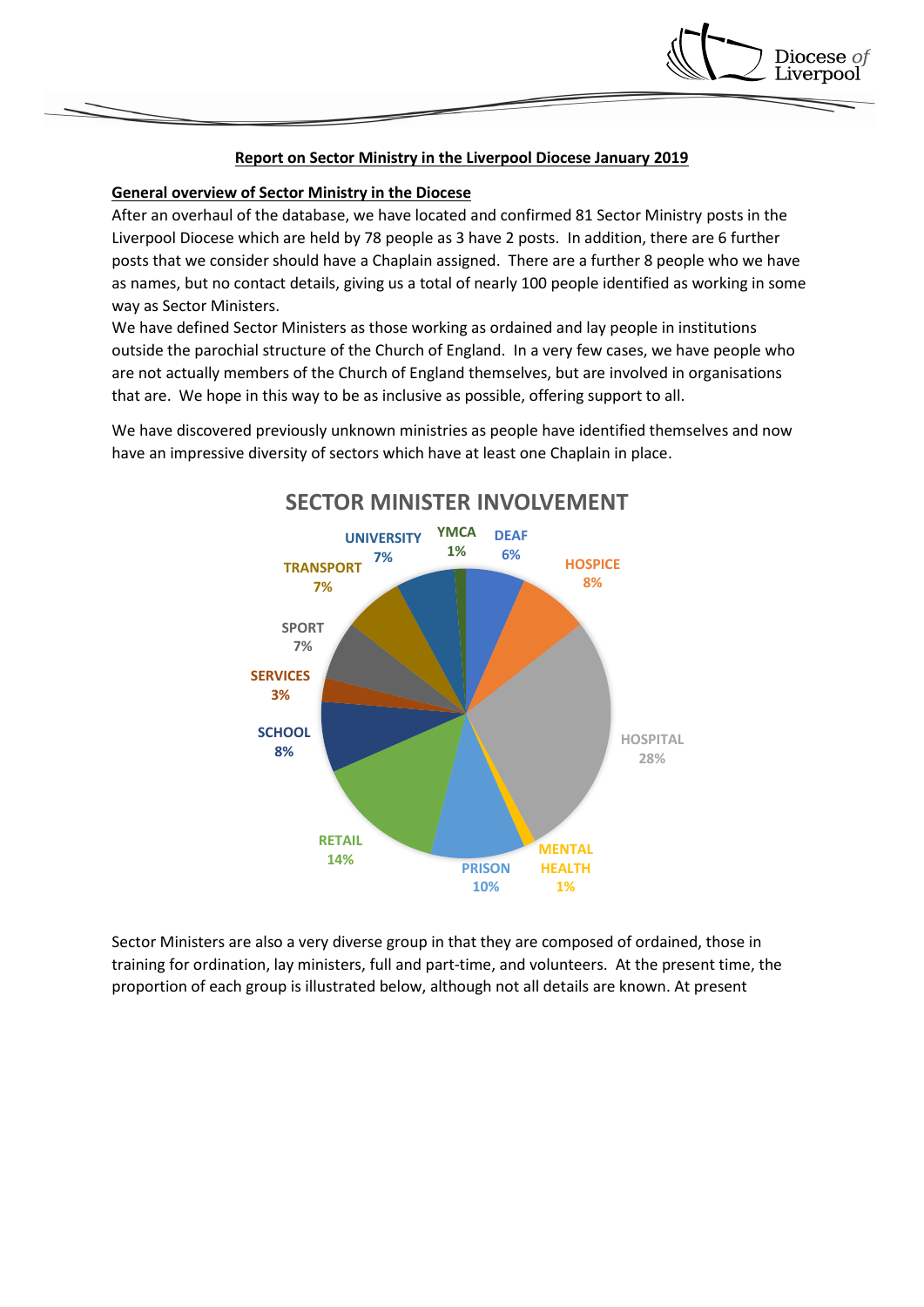# Report on Sector Ministry in the Liverpool Diocese January 2019

## General overview of Sector Ministry in the Diocese

After an overhaul of the database, we have located and confirmed 81 Sector Ministry posts in the Liverpool Diocese which are held by 78 people as 3 have 2 posts. In addition, there are 6 further posts that we consider should have a Chaplain assigned. There are a further 8 people who we have as names, but no contact details, giving us a total of nearly 100 people identified as working in some way as Sector Ministers.

We have defined Sector Ministers as those working as ordained and lay people in institutions outside the parochial structure of the Church of England. In a very few cases, we have people who are not actually members of the Church of England themselves, but are involved in organisations that are. We hope in this way to be as inclusive as possible, offering support to all.

We have discovered previously unknown ministries as people have identified themselves and now have an impressive diversity of sectors which have at least one Chaplain in place.

**SECTOR MINISTER INVOLVEMENT**

| Sector | % |
|---|---|
| DEAF | 6% |
| HOSPICE | 8% |
| HOSPITAL | 28% |
| MENTAL HEALTH | 1% |
| PRISON | 10% |
| RETAIL | 14% |
| SCHOOL | 8% |
| SERVICES | 3% |
| SPORT | 7% |
| TRANSPORT | 7% |
| UNIVERSITY | 7% |
| YMCA | 1% |

Sector Ministers are also a very diverse group in that they are composed of ordained, those in training for ordination, lay ministers, full and part-time, and volunteers. At the present time, the proportion of each group is illustrated below, although not all details are known. At present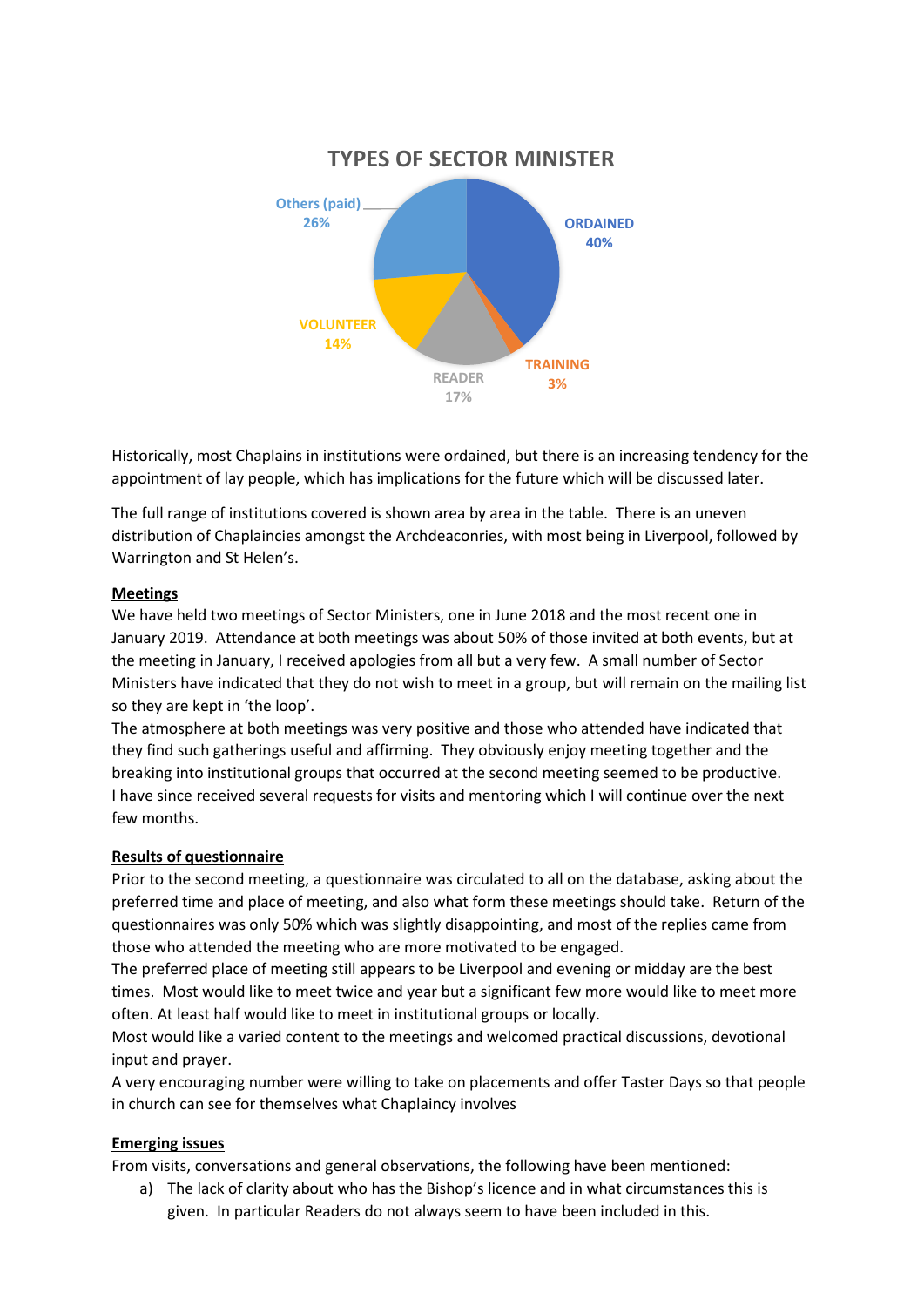**TYPES OF SECTOR MINISTER**

| Type | Percentage |
|---|---|
| ORDAINED | 40% |
| TRAINING | 3% |
| READER | 17% |
| VOLUNTEER | 14% |
| Others (paid) | 26% |

Historically, most Chaplains in institutions were ordained, but there is an increasing tendency for the appointment of lay people, which has implications for the future which will be discussed later.

The full range of institutions covered is shown area by area in the table. There is an uneven distribution of Chaplaincies amongst the Archdeaconries, with most being in Liverpool, followed by Warrington and St Helen's.

**Meetings**

We have held two meetings of Sector Ministers, one in June 2018 and the most recent one in January 2019. Attendance at both meetings was about 50% of those invited at both events, but at the meeting in January, I received apologies from all but a very few. A small number of Sector Ministers have indicated that they do not wish to meet in a group, but will remain on the mailing list so they are kept in 'the loop'.

The atmosphere at both meetings was very positive and those who attended have indicated that they find such gatherings useful and affirming. They obviously enjoy meeting together and the breaking into institutional groups that occurred at the second meeting seemed to be productive. I have since received several requests for visits and mentoring which I will continue over the next few months.

**Results of questionnaire**

Prior to the second meeting, a questionnaire was circulated to all on the database, asking about the preferred time and place of meeting, and also what form these meetings should take. Return of the questionnaires was only 50% which was slightly disappointing, and most of the replies came from those who attended the meeting who are more motivated to be engaged.

The preferred place of meeting still appears to be Liverpool and evening or midday are the best times. Most would like to meet twice and year but a significant few more would like to meet more often. At least half would like to meet in institutional groups or locally.

Most would like a varied content to the meetings and welcomed practical discussions, devotional input and prayer.

A very encouraging number were willing to take on placements and offer Taster Days so that people in church can see for themselves what Chaplaincy involves

**Emerging issues**

From visits, conversations and general observations, the following have been mentioned:

a) The lack of clarity about who has the Bishop's licence and in what circumstances this is given. In particular Readers do not always seem to have been included in this.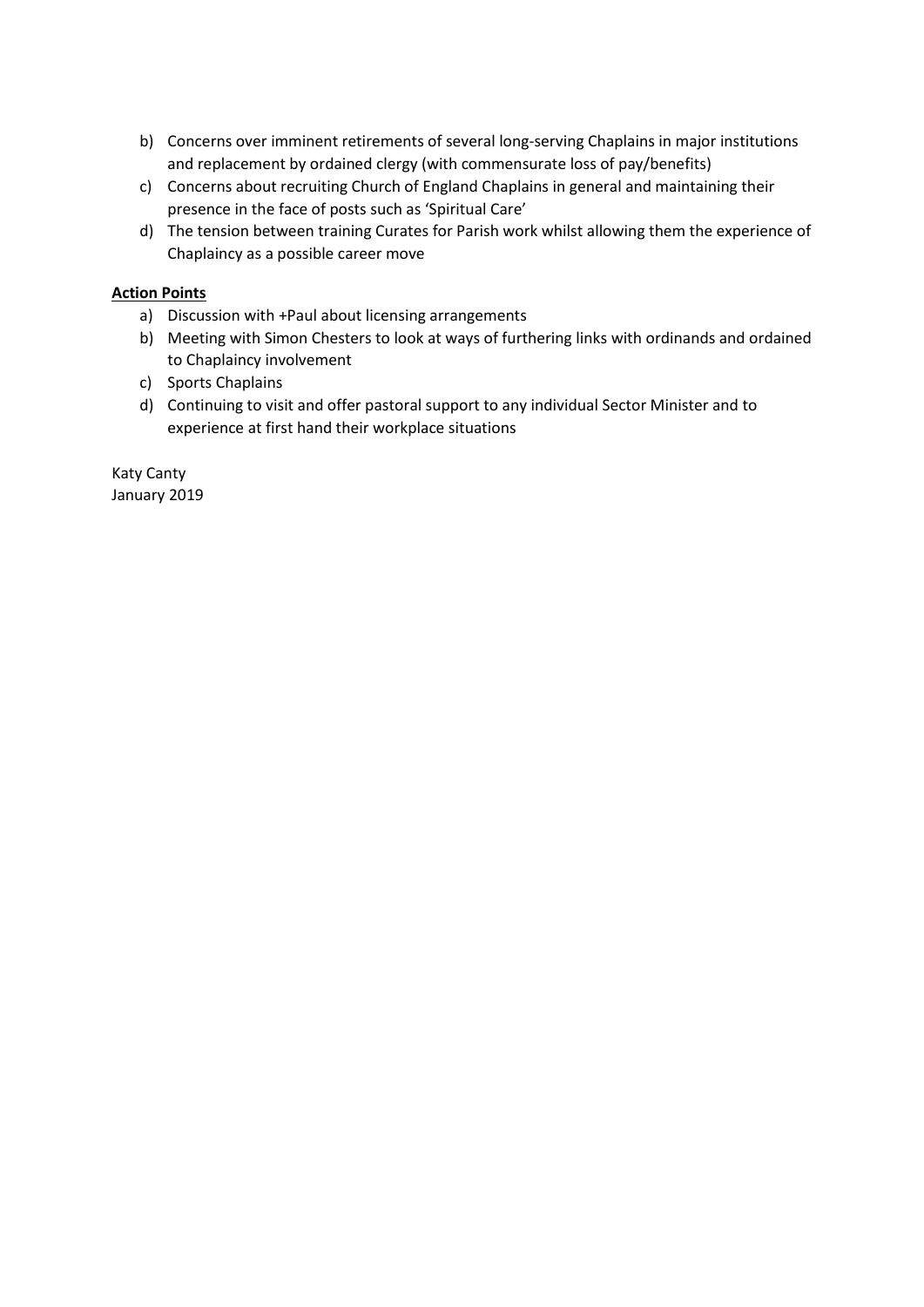b) Concerns over imminent retirements of several long-serving Chaplains in major institutions and replacement by ordained clergy (with commensurate loss of pay/benefits)
c) Concerns about recruiting Church of England Chaplains in general and maintaining their presence in the face of posts such as 'Spiritual Care'
d) The tension between training Curates for Parish work whilst allowing them the experience of Chaplaincy as a possible career move

**Action Points**

a) Discussion with +Paul about licensing arrangements
b) Meeting with Simon Chesters to look at ways of furthering links with ordinands and ordained to Chaplaincy involvement
c) Sports Chaplains
d) Continuing to visit and offer pastoral support to any individual Sector Minister and to experience at first hand their workplace situations

Katy Canty
January 2019